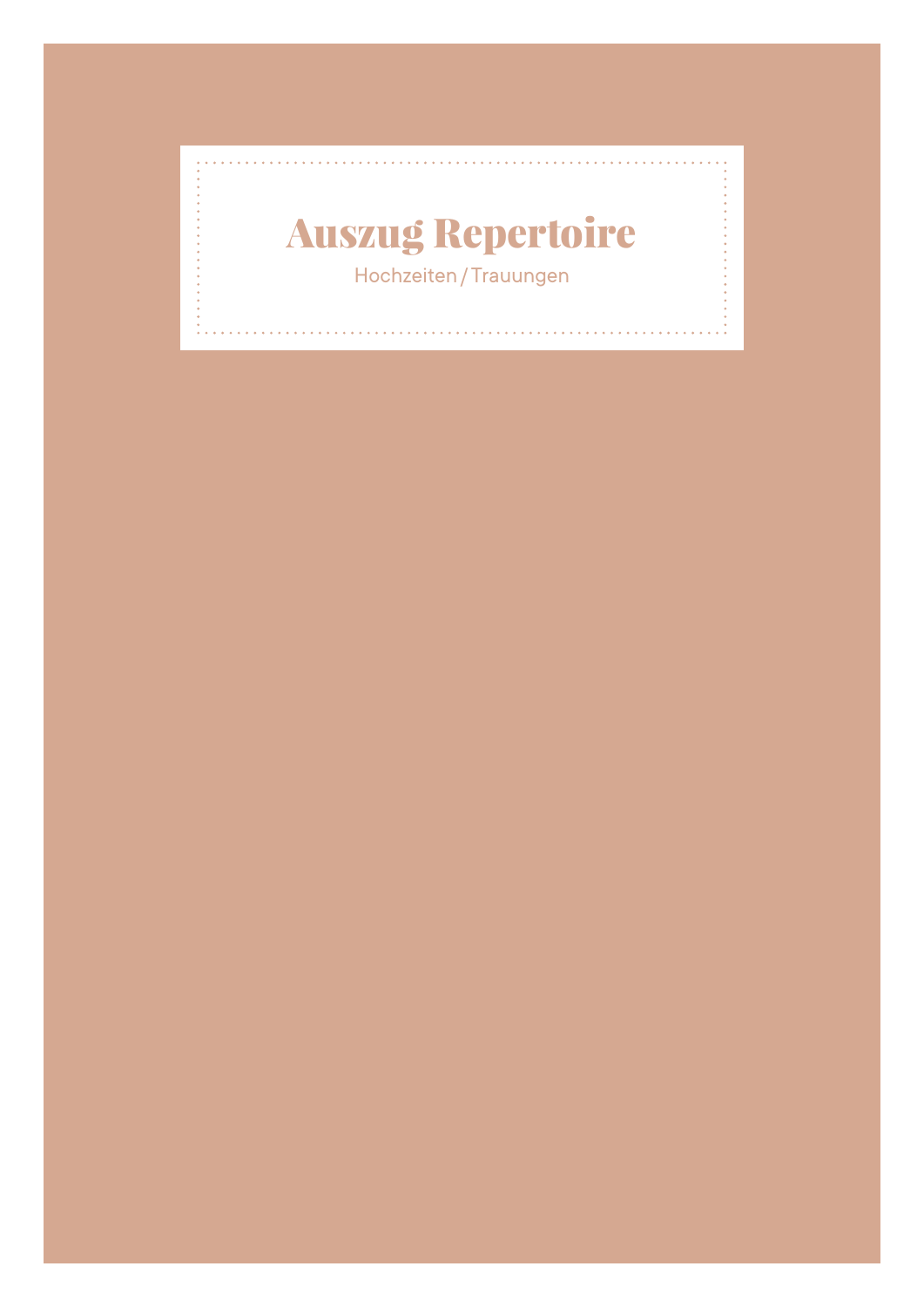# Auszug Repertoire

Hochzeiten / Trauungen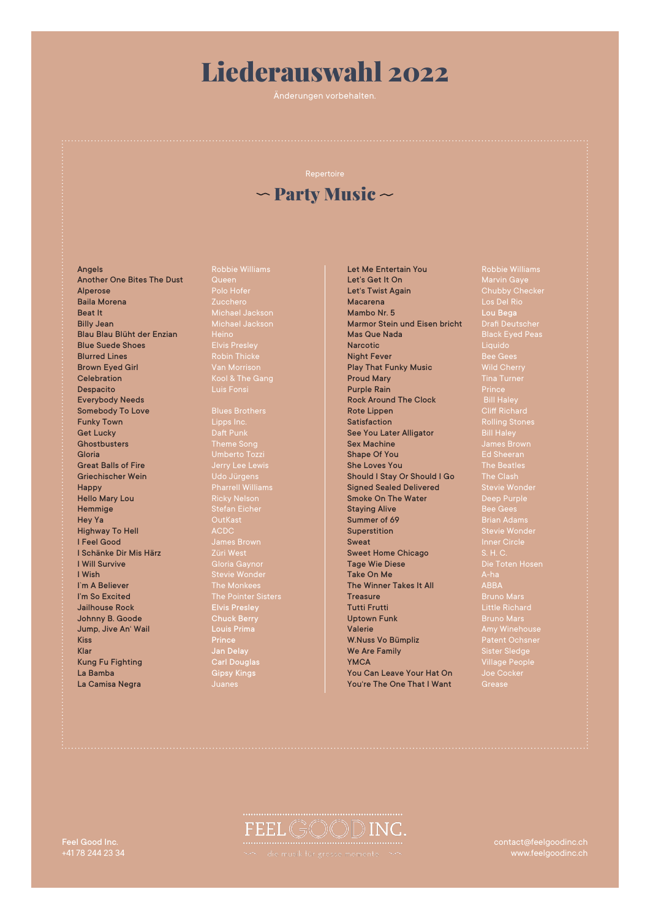# Liederauswahl 2022

Änderungen vorbehalten.

Repertoire

## ~ Party Music ~

| Song | Artist |
|---|---|
| Angels | Robbie Williams |
| Another One Bites The Dust | Queen |
| Alperose | Polo Hofer |
| Baila Morena | Zucchero |
| Beat It | Michael Jackson |
| Billy Jean | Michael Jackson |
| Blau Blau Blüht der Enzian | Heino |
| Blue Suede Shoes | Elvis Presley |
| Blurred Lines | Robin Thicke |
| Brown Eyed Girl | Van Morrison |
| Celebration | Kool & The Gang |
| Despacito | Luis Fonsi |
| Everybody Needs Somebody To Love | Blues Brothers |
| Funky Town | Lipps Inc. |
| Get Lucky | Daft Punk |
| Ghostbusters | Theme Song |
| Gloria | Umberto Tozzi |
| Great Balls of Fire | Jerry Lee Lewis |
| Griechischer Wein | Udo Jürgens |
| Happy | Pharrell Williams |
| Hello Mary Lou | Ricky Nelson |
| Hemmige | Stefan Eicher |
| Hey Ya | OutKast |
| Highway To Hell | ACDC |
| I Feel Good | James Brown |
| I Schänke Dir Mis Härz | Züri West |
| I Will Survive | Gloria Gaynor |
| I Wish | Stevie Wonder |
| I'm A Believer | The Monkees |
| I'm So Excited | The Pointer Sisters |
| Jailhouse Rock | Elvis Presley |
| Johnny B. Goode | Chuck Berry |
| Jump, Jive An' Wail | Louis Prima |
| Kiss | Prince |
| Klar | Jan Delay |
| Kung Fu Fighting | Carl Douglas |
| La Bamba | Gipsy Kings |
| La Camisa Negra | Juanes |
| Let Me Entertain You | Robbie Williams |
| Let's Get It On | Marvin Gaye |
| Let's Twist Again | Chubby Checker |
| Macarena | Los Del Rio |
| Mambo Nr. 5 | Lou Bega |
| Marmor Stein und Eisen bricht | Drafi Deutscher |
| Mas Que Nada | Black Eyed Peas |
| Narcotic | Liquido |
| Night Fever | Bee Gees |
| Play That Funky Music | Wild Cherry |
| Proud Mary | Tina Turner |
| Purple Rain | Prince |
| Rock Around The Clock | Bill Haley |
| Rote Lippen | Cliff Richard |
| Satisfaction | Rolling Stones |
| See You Later Alligator | Bill Haley |
| Sex Machine | James Brown |
| Shape Of You | Ed Sheeran |
| She Loves You | The Beatles |
| Should I Stay Or Should I Go | The Clash |
| Signed Sealed Delivered | Stevie Wonder |
| Smoke On The Water | Deep Purple |
| Staying Alive | Bee Gees |
| Summer of 69 | Brian Adams |
| Superstition | Stevie Wonder |
| Sweat | Inner Circle |
| Sweet Home Chicago | S. H. C. |
| Tage Wie Diese | Die Toten Hosen |
| Take On Me | A-ha |
| The Winner Takes It All | ABBA |
| Treasure | Bruno Mars |
| Tutti Frutti | Little Richard |
| Uptown Funk | Bruno Mars |
| Valerie | Amy Winehouse |
| W.Nuss Vo Bümpliz | Patent Ochsner |
| We Are Family | Sister Sledge |
| YMCA | Village People |
| You Can Leave Your Hat On | Joe Cocker |
| You're The One That I Want | Grease |

Feel Good Inc.
+41 78 244 23 34

FEEL GOOD INC.
die musik für grosse momente

contact@feelgoodinc.ch
www.feelgoodinc.ch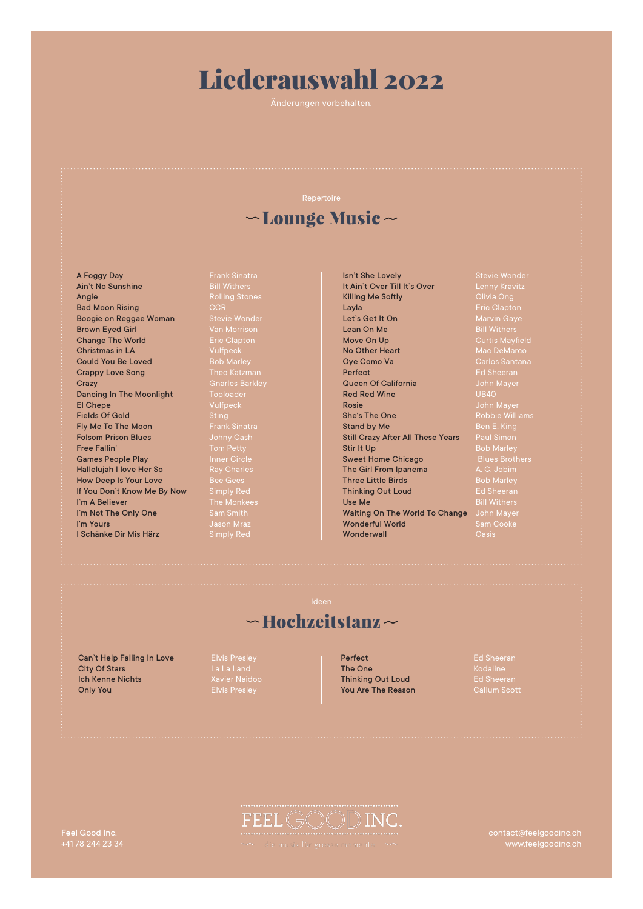# Liederauswahl 2022

Änderungen vorbehalten.

Repertoire

## ~ Lounge Music ~

| | |
|---|---|
| A Foggy Day | Frank Sinatra |
| Ain't No Sunshine | Bill Withers |
| Angie | Rolling Stones |
| Bad Moon Rising | CCR |
| Boogie on Reggae Woman | Stevie Wonder |
| Brown Eyed Girl | Van Morrison |
| Change The World | Eric Clapton |
| Christmas in LA | Vulfpeck |
| Could You Be Loved | Bob Marley |
| Crappy Love Song | Theo Katzman |
| Crazy | Gnarles Barkley |
| Dancing In The Moonlight | Toploader |
| El Chepe | Vulfpeck |
| Fields Of Gold | Sting |
| Fly Me To The Moon | Frank Sinatra |
| Folsom Prison Blues | Johny Cash |
| Free Fallin` | Tom Petty |
| Games People Play | Inner Circle |
| Hallelujah I love Her So | Ray Charles |
| How Deep Is Your Love | Bee Gees |
| If You Don`t Know Me By Now | Simply Red |
| I`m A Believer | The Monkees |
| I`m Not The Only One | Sam Smith |
| I'm Yours | Jason Mraz |
| I Schänke Dir Mis Härz | Simply Red |
| Isn't She Lovely | Stevie Wonder |
| It Ain`t Over Till It`s Over | Lenny Kravitz |
| Killing Me Softly | Olivia Ong |
| Layla | Eric Clapton |
| Let`s Get It On | Marvin Gaye |
| Lean On Me | Bill Withers |
| Move On Up | Curtis Mayfield |
| No Other Heart | Mac DeMarco |
| Oye Como Va | Carlos Santana |
| Perfect | Ed Sheeran |
| Queen Of California | John Mayer |
| Red Red Wine | UB40 |
| Rosie | John Mayer |
| She's The One | Robbie Williams |
| Stand by Me | Ben E. King |
| Still Crazy After All These Years | Paul Simon |
| Stir It Up | Bob Marley |
| Sweet Home Chicago | Blues Brothers |
| The Girl From Ipanema | A. C. Jobim |
| Three Little Birds | Bob Marley |
| Thinking Out Loud | Ed Sheeran |
| Use Me | Bill Withers |
| Waiting On The World To Change | John Mayer |
| Wonderful World | Sam Cooke |
| Wonderwall | Oasis |

Ideen

## ~ Hochzeitstanz ~

| | |
|---|---|
| Can`t Help Falling In Love | Elvis Presley |
| City Of Stars | La La Land |
| Ich Kenne Nichts | Xavier Naidoo |
| Only You | Elvis Presley |
| Perfect | Ed Sheeran |
| The One | Kodaline |
| Thinking Out Loud | Ed Sheeran |
| You Are The Reason | Callum Scott |

FEEL GOOD INC.

die musik für grosse momente

Feel Good Inc.
+41 78 244 23 34

contact@feelgoodinc.ch
www.feelgoodinc.ch